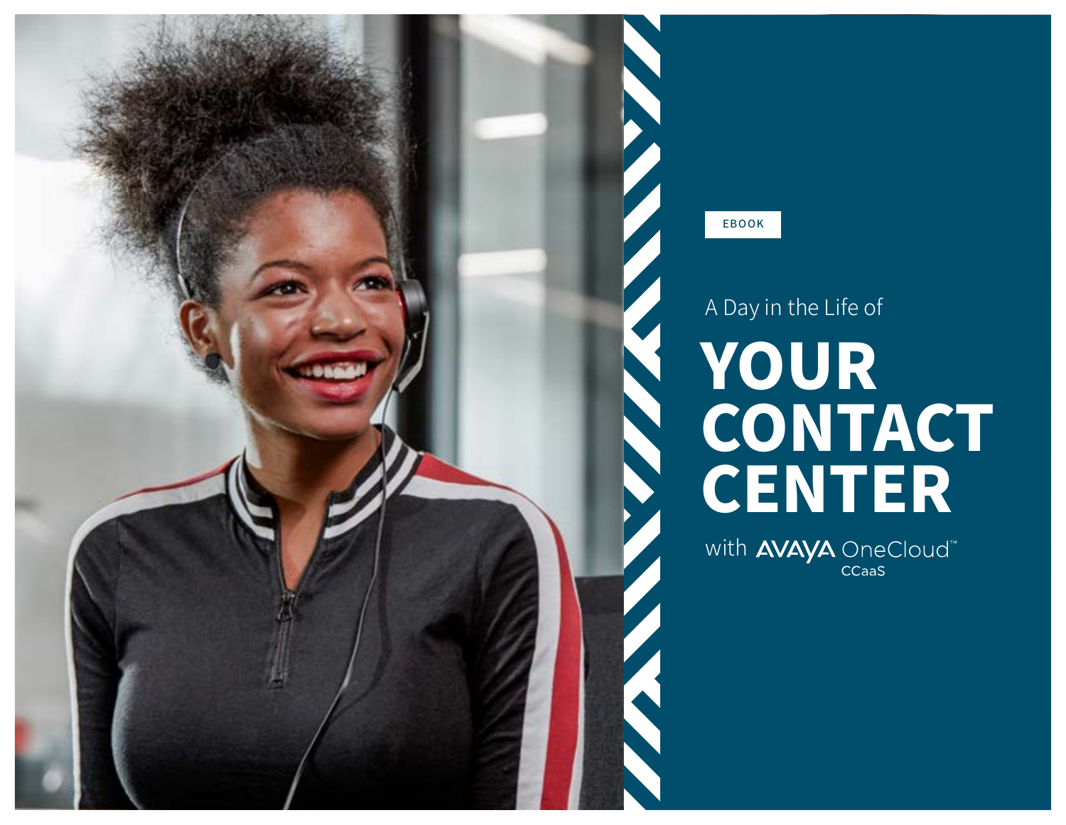EBOOK

A Day in the Life of

# YOUR CONTACT CENTER

with AVAYA OneCloud™ CCaaS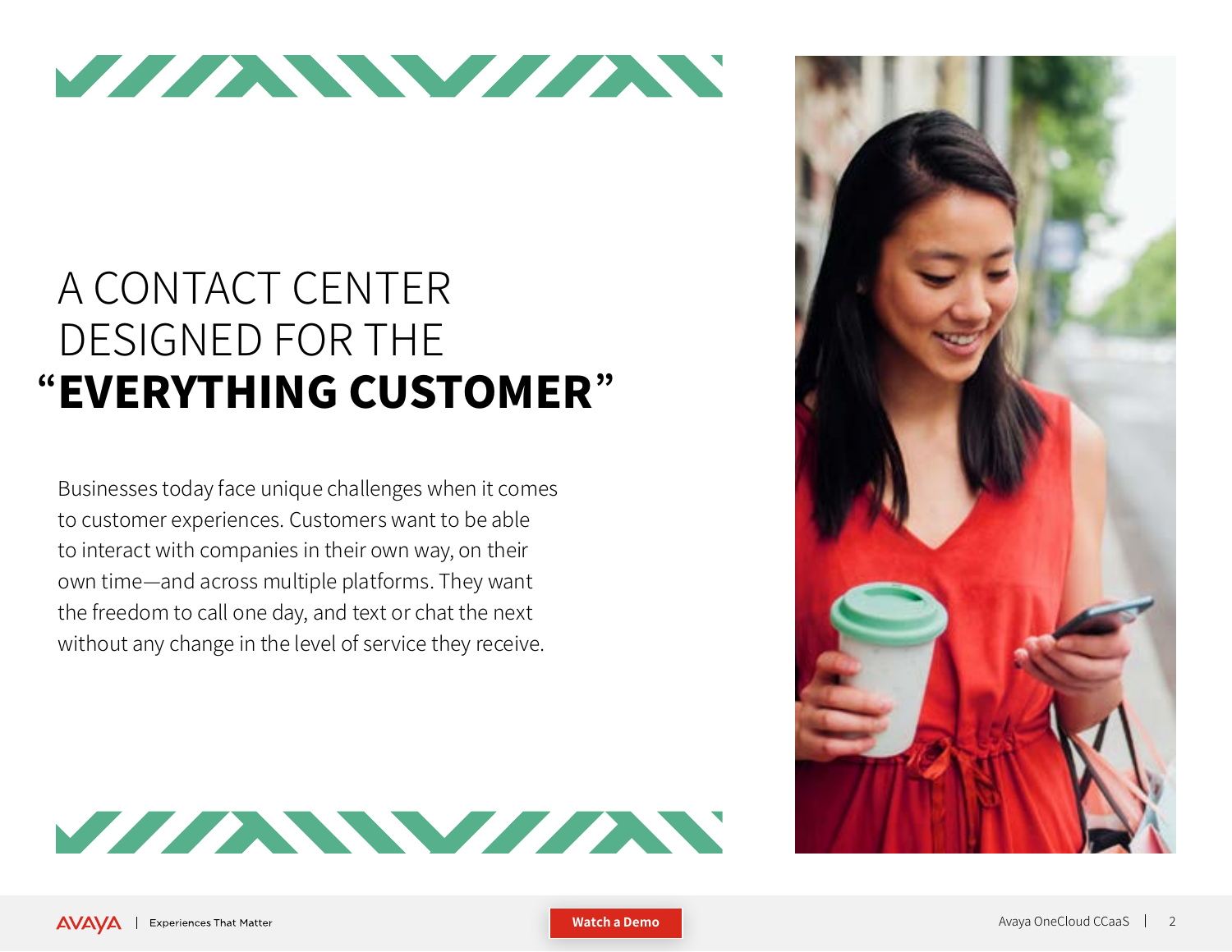# A CONTACT CENTER DESIGNED FOR THE "**EVERYTHING CUSTOMER**"

Businesses today face unique challenges when it comes to customer experiences. Customers want to be able to interact with companies in their own way, on their own time—and across multiple platforms. They want the freedom to call one day, and text or chat the next without any change in the level of service they receive.

Watch a Demo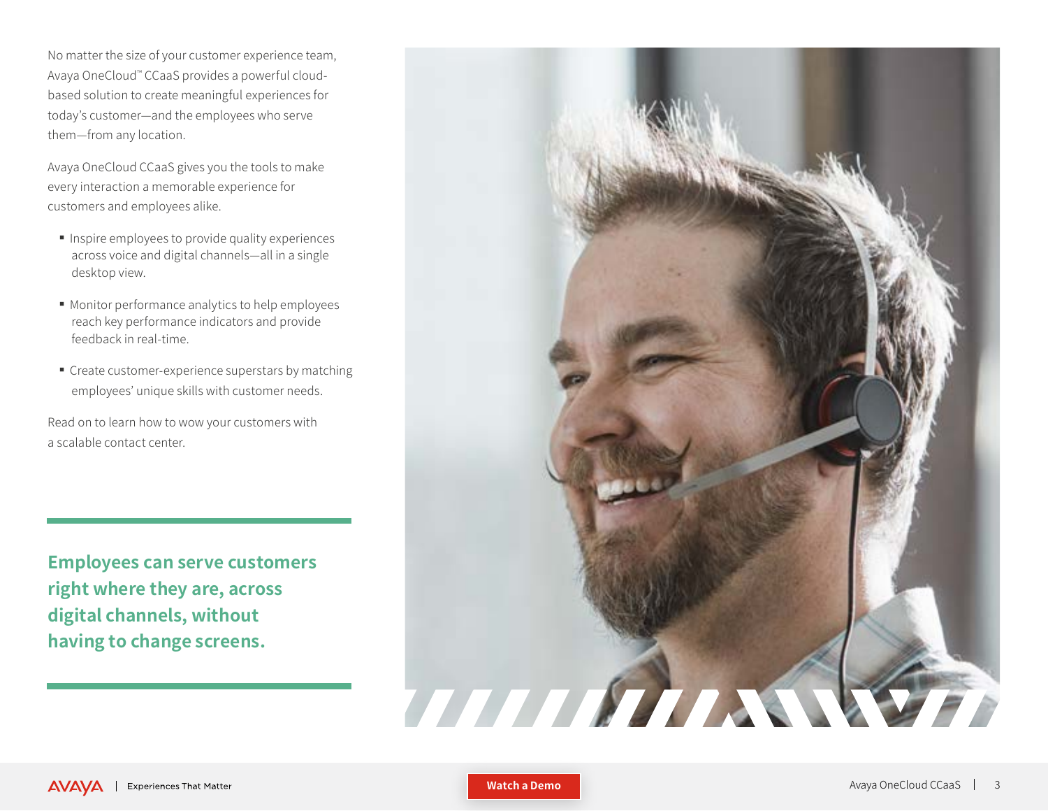No matter the size of your customer experience team, Avaya OneCloud™ CCaaS provides a powerful cloud-based solution to create meaningful experiences for today's customer—and the employees who serve them—from any location.

Avaya OneCloud CCaaS gives you the tools to make every interaction a memorable experience for customers and employees alike.

- Inspire employees to provide quality experiences across voice and digital channels—all in a single desktop view.
- Monitor performance analytics to help employees reach key performance indicators and provide feedback in real-time.
- Create customer-experience superstars by matching employees' unique skills with customer needs.

Read on to learn how to wow your customers with a scalable contact center.

**Employees can serve customers right where they are, across digital channels, without having to change screens.**

Watch a Demo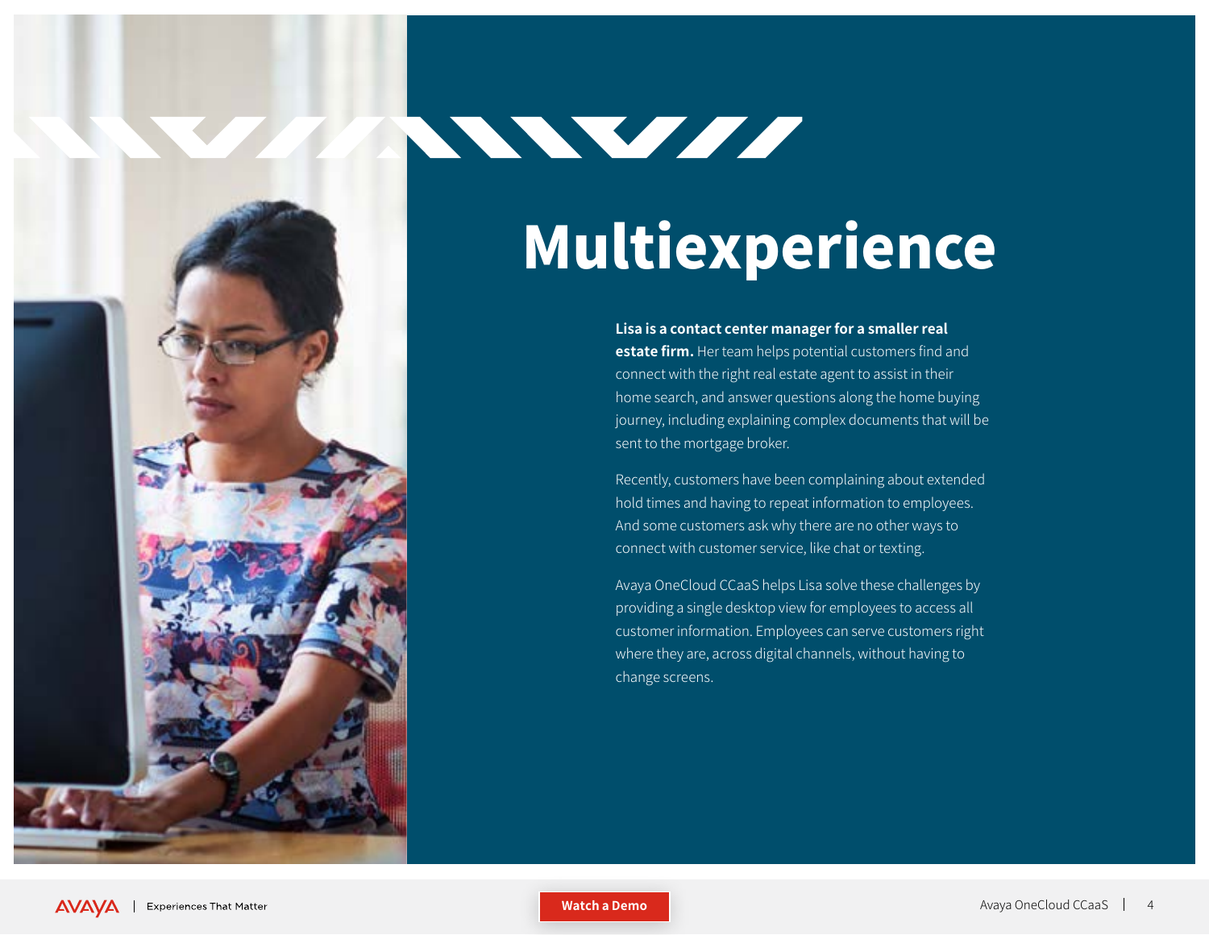# Multiexperience

**Lisa is a contact center manager for a smaller real estate firm.** Her team helps potential customers find and connect with the right real estate agent to assist in their home search, and answer questions along the home buying journey, including explaining complex documents that will be sent to the mortgage broker.

Recently, customers have been complaining about extended hold times and having to repeat information to employees. And some customers ask why there are no other ways to connect with customer service, like chat or texting.

Avaya OneCloud CCaaS helps Lisa solve these challenges by providing a single desktop view for employees to access all customer information. Employees can serve customers right where they are, across digital channels, without having to change screens.

Watch a Demo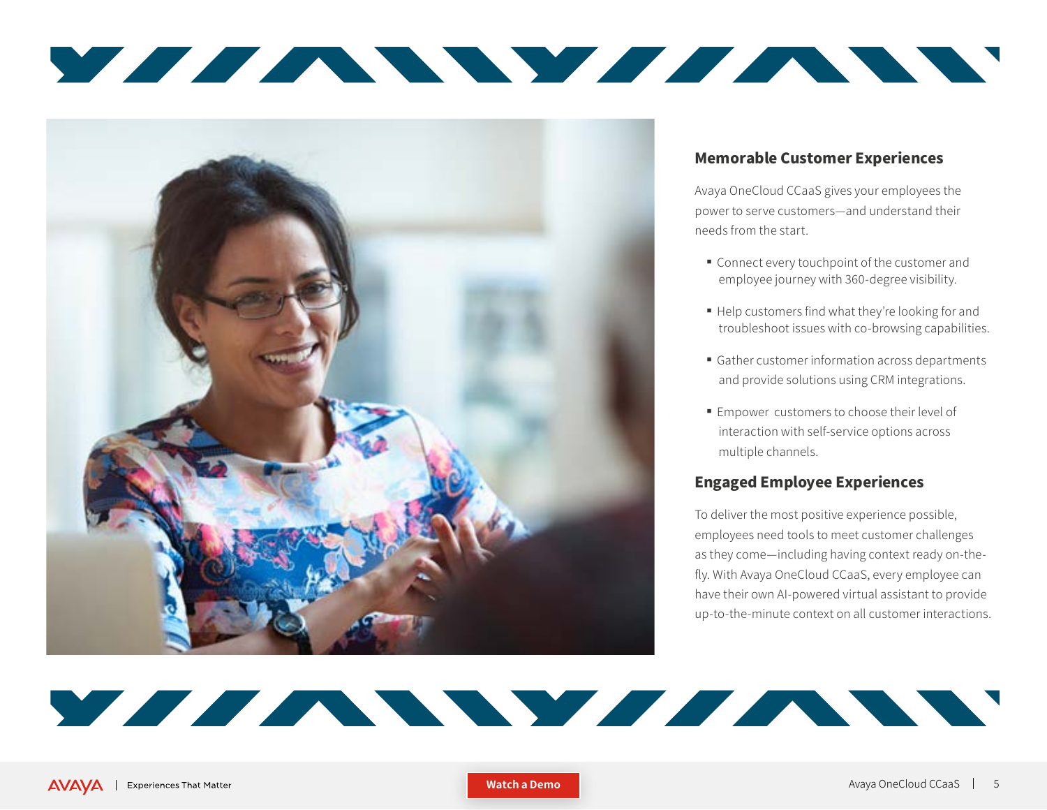## Memorable Customer Experiences

Avaya OneCloud CCaaS gives your employees the power to serve customers—and understand their needs from the start.

- Connect every touchpoint of the customer and employee journey with 360-degree visibility.
- Help customers find what they're looking for and troubleshoot issues with co-browsing capabilities.
- Gather customer information across departments and provide solutions using CRM integrations.
- Empower customers to choose their level of interaction with self-service options across multiple channels.

## Engaged Employee Experiences

To deliver the most positive experience possible, employees need tools to meet customer challenges as they come—including having context ready on-the-fly. With Avaya OneCloud CCaaS, every employee can have their own AI-powered virtual assistant to provide up-to-the-minute context on all customer interactions.

Watch a Demo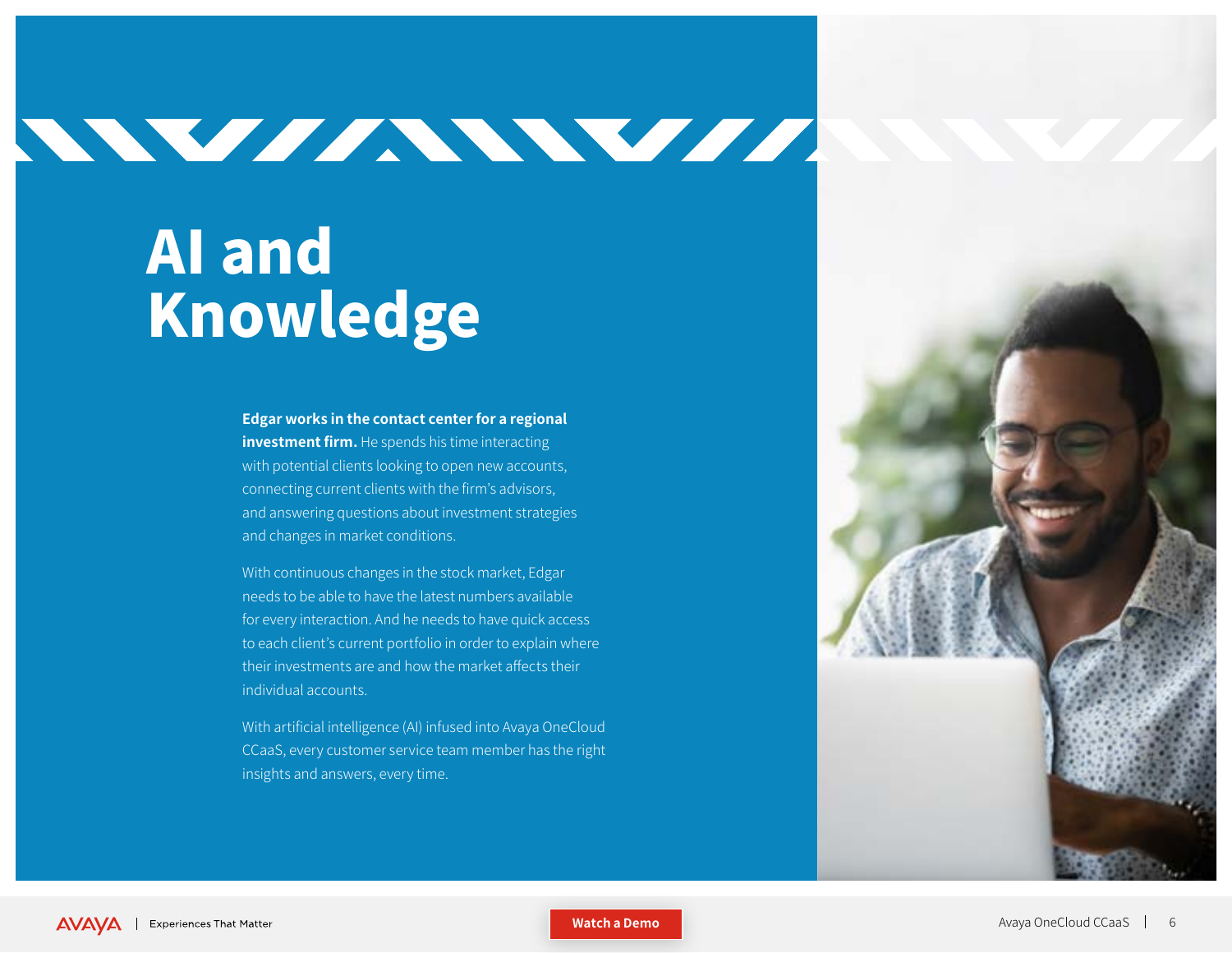# AI and Knowledge

**Edgar works in the contact center for a regional investment firm.** He spends his time interacting with potential clients looking to open new accounts, connecting current clients with the firm's advisors, and answering questions about investment strategies and changes in market conditions.

With continuous changes in the stock market, Edgar needs to be able to have the latest numbers available for every interaction. And he needs to have quick access to each client's current portfolio in order to explain where their investments are and how the market affects their individual accounts.

With artificial intelligence (AI) infused into Avaya OneCloud CCaaS, every customer service team member has the right insights and answers, every time.

Watch a Demo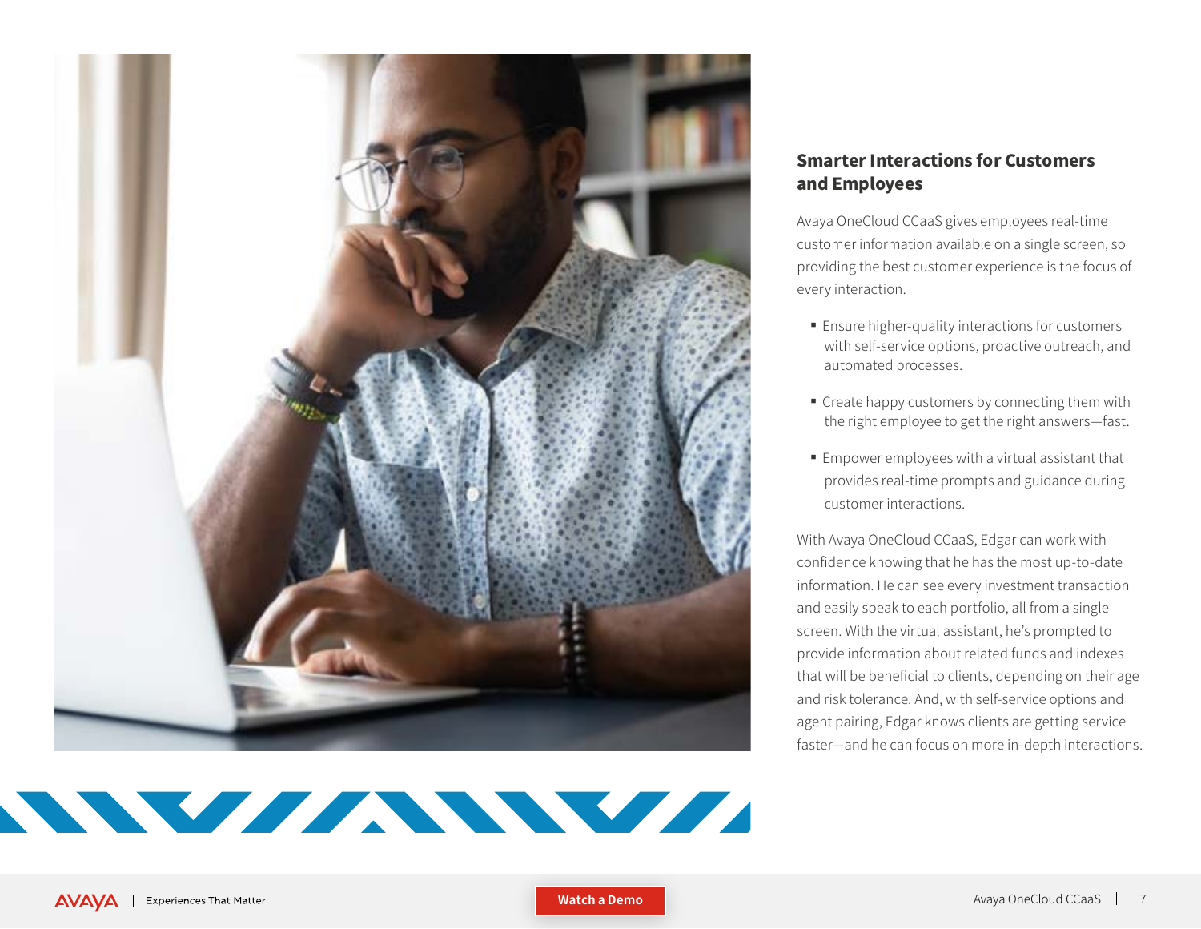## Smarter Interactions for Customers and Employees

Avaya OneCloud CCaaS gives employees real-time customer information available on a single screen, so providing the best customer experience is the focus of every interaction.

- Ensure higher-quality interactions for customers with self-service options, proactive outreach, and automated processes.
- Create happy customers by connecting them with the right employee to get the right answers—fast.
- Empower employees with a virtual assistant that provides real-time prompts and guidance during customer interactions.

With Avaya OneCloud CCaaS, Edgar can work with confidence knowing that he has the most up-to-date information. He can see every investment transaction and easily speak to each portfolio, all from a single screen. With the virtual assistant, he's prompted to provide information about related funds and indexes that will be beneficial to clients, depending on their age and risk tolerance. And, with self-service options and agent pairing, Edgar knows clients are getting service faster—and he can focus on more in-depth interactions.

Watch a Demo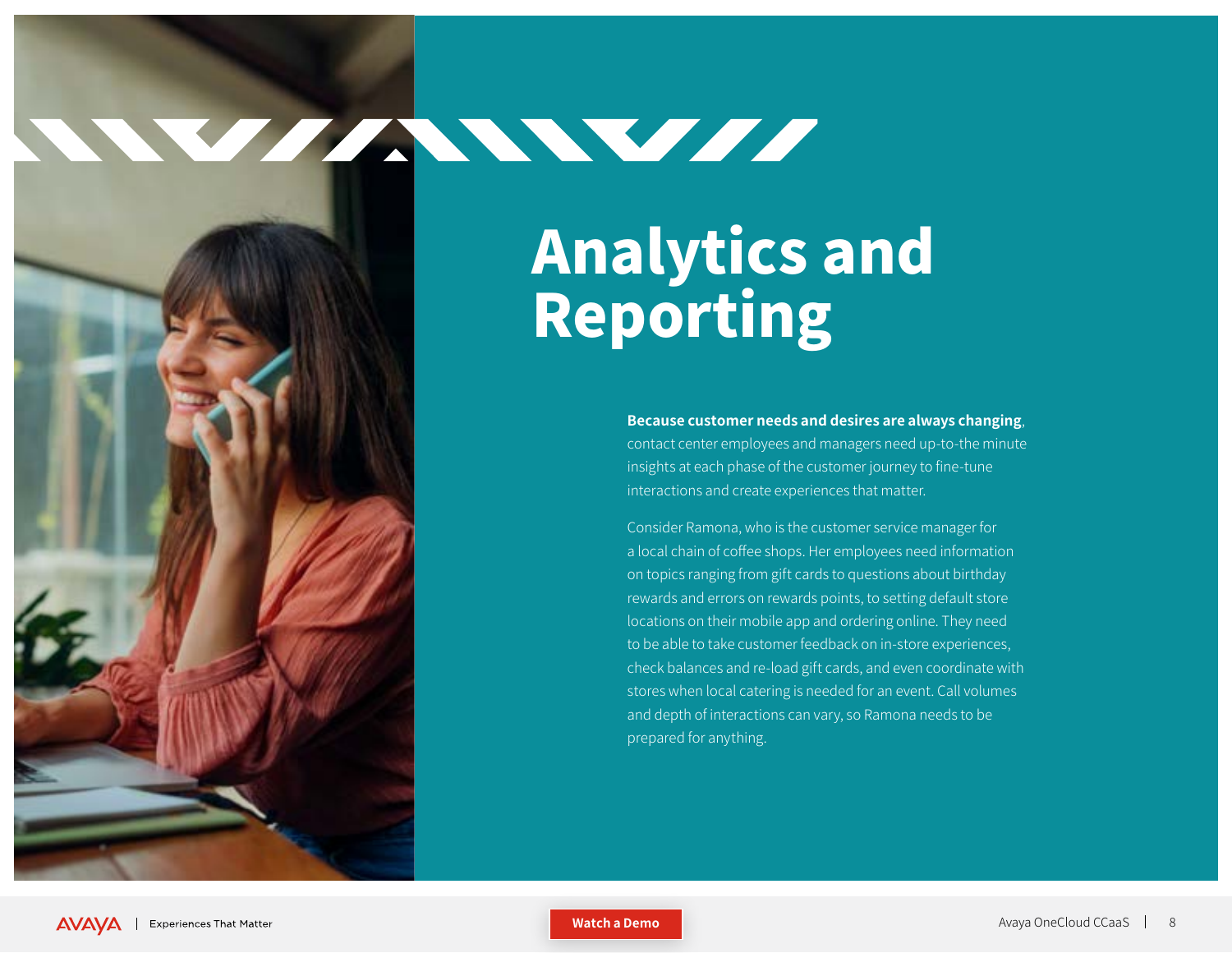# Analytics and Reporting

**Because customer needs and desires are always changing**, contact center employees and managers need up-to-the minute insights at each phase of the customer journey to fine-tune interactions and create experiences that matter.

Consider Ramona, who is the customer service manager for a local chain of coffee shops. Her employees need information on topics ranging from gift cards to questions about birthday rewards and errors on rewards points, to setting default store locations on their mobile app and ordering online. They need to be able to take customer feedback on in-store experiences, check balances and re-load gift cards, and even coordinate with stores when local catering is needed for an event. Call volumes and depth of interactions can vary, so Ramona needs to be prepared for anything.

Watch a Demo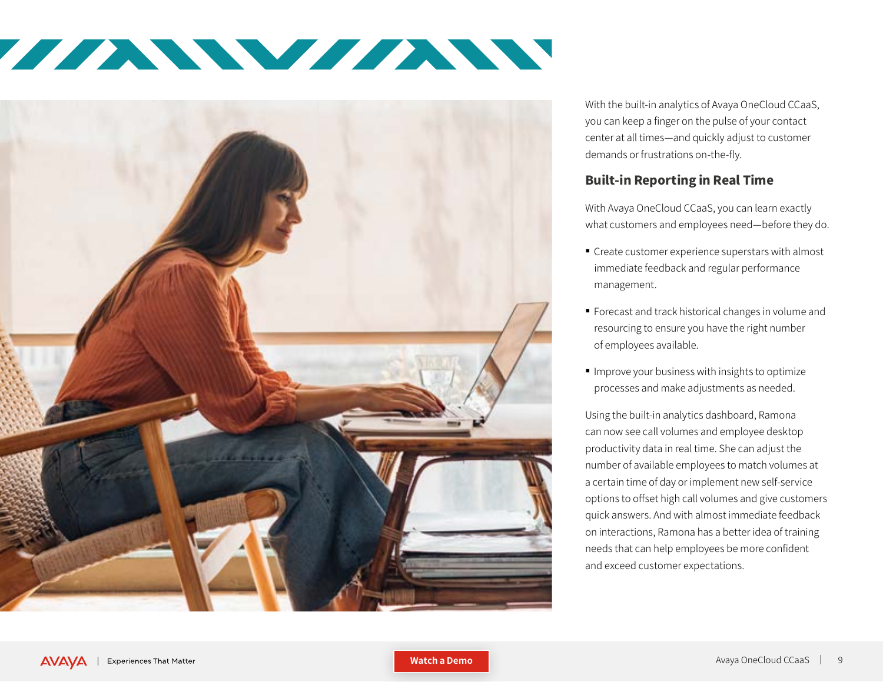With the built-in analytics of Avaya OneCloud CCaaS, you can keep a finger on the pulse of your contact center at all times—and quickly adjust to customer demands or frustrations on-the-fly.

## Built-in Reporting in Real Time

With Avaya OneCloud CCaaS, you can learn exactly what customers and employees need—before they do.

- Create customer experience superstars with almost immediate feedback and regular performance management.
- Forecast and track historical changes in volume and resourcing to ensure you have the right number of employees available.
- Improve your business with insights to optimize processes and make adjustments as needed.

Using the built-in analytics dashboard, Ramona can now see call volumes and employee desktop productivity data in real time. She can adjust the number of available employees to match volumes at a certain time of day or implement new self-service options to offset high call volumes and give customers quick answers. And with almost immediate feedback on interactions, Ramona has a better idea of training needs that can help employees be more confident and exceed customer expectations.

Watch a Demo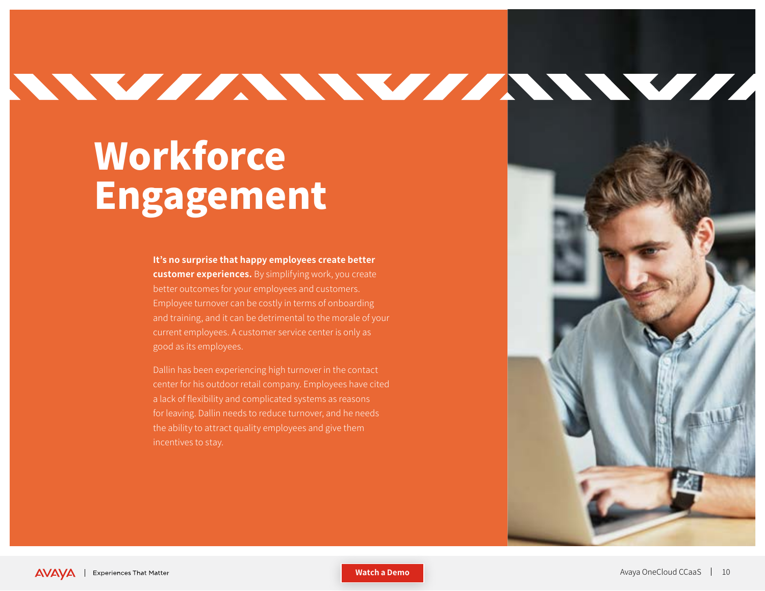# Workforce Engagement

**It's no surprise that happy employees create better customer experiences.** By simplifying work, you create better outcomes for your employees and customers. Employee turnover can be costly in terms of onboarding and training, and it can be detrimental to the morale of your current employees. A customer service center is only as good as its employees.

Dallin has been experiencing high turnover in the contact center for his outdoor retail company. Employees have cited a lack of flexibility and complicated systems as reasons for leaving. Dallin needs to reduce turnover, and he needs the ability to attract quality employees and give them incentives to stay.

Watch a Demo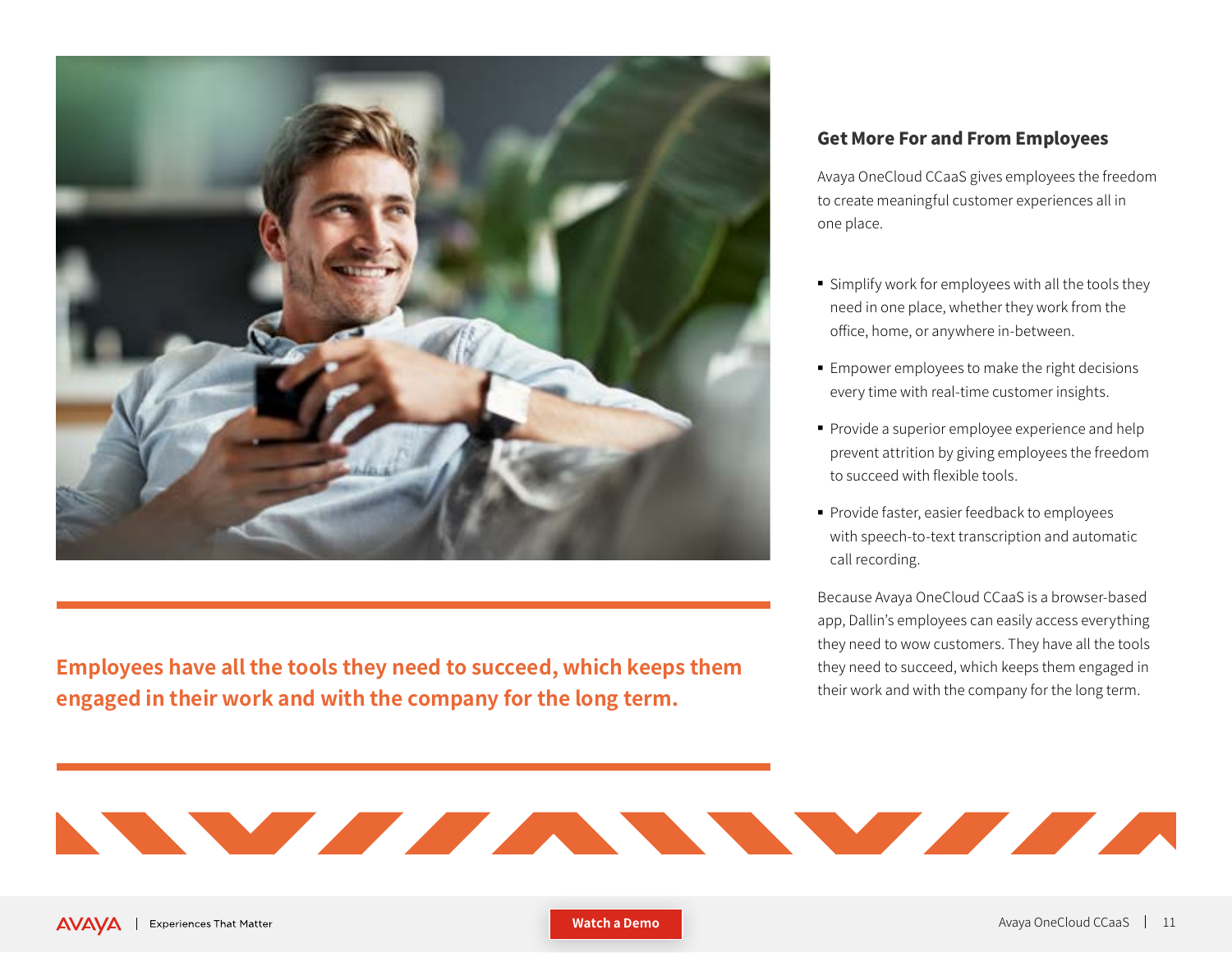Employees have all the tools they need to succeed, which keeps them engaged in their work and with the company for the long term.

## Get More For and From Employees

Avaya OneCloud CCaaS gives employees the freedom to create meaningful customer experiences all in one place.

- Simplify work for employees with all the tools they need in one place, whether they work from the office, home, or anywhere in-between.
- Empower employees to make the right decisions every time with real-time customer insights.
- Provide a superior employee experience and help prevent attrition by giving employees the freedom to succeed with flexible tools.
- Provide faster, easier feedback to employees with speech-to-text transcription and automatic call recording.

Because Avaya OneCloud CCaaS is a browser-based app, Dallin's employees can easily access everything they need to wow customers. They have all the tools they need to succeed, which keeps them engaged in their work and with the company for the long term.

Watch a Demo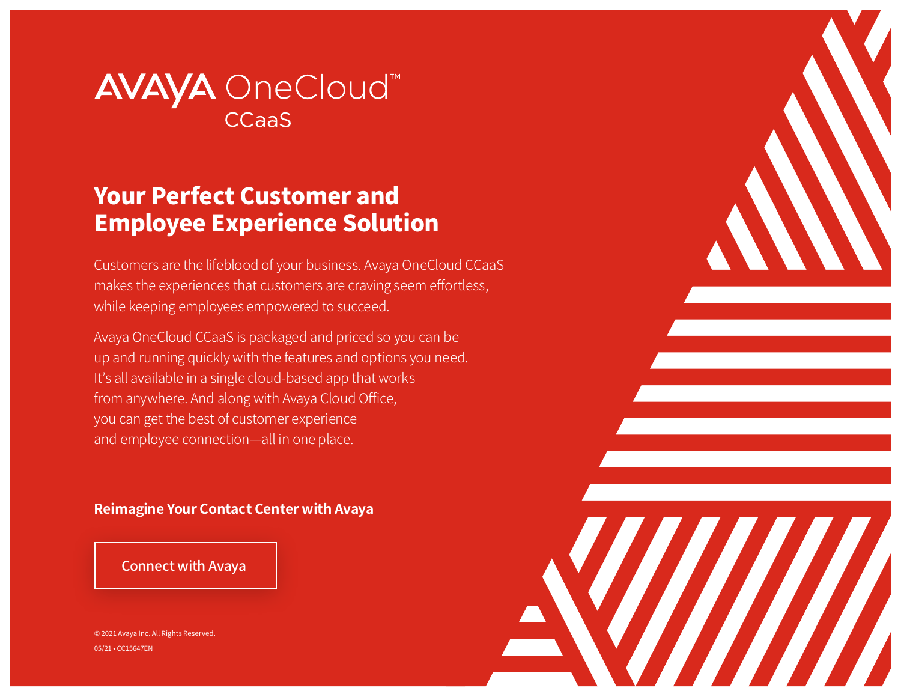AVAYA OneCloud™ CCaaS

# Your Perfect Customer and Employee Experience Solution

Customers are the lifeblood of your business. Avaya OneCloud CCaaS makes the experiences that customers are craving seem effortless, while keeping employees empowered to succeed.

Avaya OneCloud CCaaS is packaged and priced so you can be up and running quickly with the features and options you need. It's all available in a single cloud-based app that works from anywhere. And along with Avaya Cloud Office, you can get the best of customer experience and employee connection—all in one place.

**Reimagine Your Contact Center with Avaya**

Connect with Avaya

© 2021 Avaya Inc. All Rights Reserved.

05/21 • CC15647EN